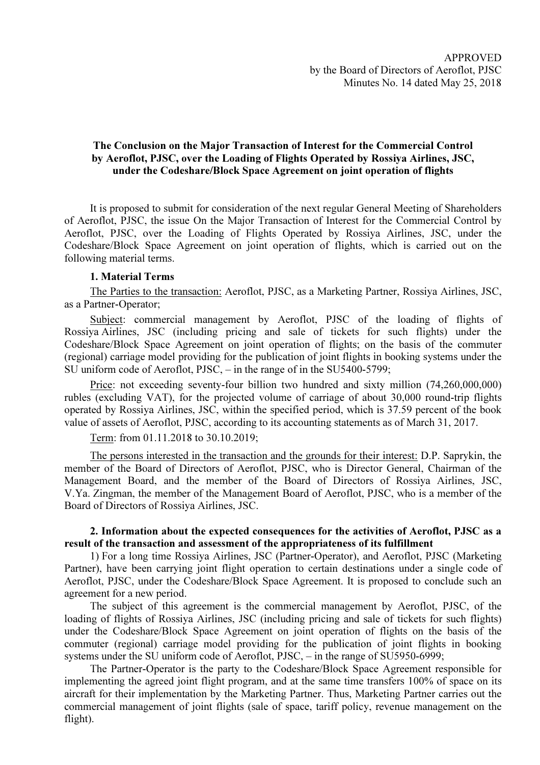APPROVED
by the Board of Directors of Aeroflot, PJSC
Minutes No. 14 dated May 25, 2018

**The Conclusion on the Major Transaction of Interest for the Commercial Control by Aeroflot, PJSC, over the Loading of Flights Operated by Rossiya Airlines, JSC, under the Codeshare/Block Space Agreement on joint operation of flights**

It is proposed to submit for consideration of the next regular General Meeting of Shareholders of Aeroflot, PJSC, the issue On the Major Transaction of Interest for the Commercial Control by Aeroflot, PJSC, over the Loading of Flights Operated by Rossiya Airlines, JSC, under the Codeshare/Block Space Agreement on joint operation of flights, which is carried out on the following material terms.

**1. Material Terms**

The Parties to the transaction: Aeroflot, PJSC, as a Marketing Partner, Rossiya Airlines, JSC, as a Partner-Operator;

Subject: commercial management by Aeroflot, PJSC of the loading of flights of Rossiya Airlines, JSC (including pricing and sale of tickets for such flights) under the Codeshare/Block Space Agreement on joint operation of flights; on the basis of the commuter (regional) carriage model providing for the publication of joint flights in booking systems under the SU uniform code of Aeroflot, PJSC, – in the range of in the SU5400-5799;

Price: not exceeding seventy-four billion two hundred and sixty million (74,260,000,000) rubles (excluding VAT), for the projected volume of carriage of about 30,000 round-trip flights operated by Rossiya Airlines, JSC, within the specified period, which is 37.59 percent of the book value of assets of Aeroflot, PJSC, according to its accounting statements as of March 31, 2017.

Term: from 01.11.2018 to 30.10.2019;

The persons interested in the transaction and the grounds for their interest: D.P. Saprykin, the member of the Board of Directors of Aeroflot, PJSC, who is Director General, Chairman of the Management Board, and the member of the Board of Directors of Rossiya Airlines, JSC, V.Ya. Zingman, the member of the Management Board of Aeroflot, PJSC, who is a member of the Board of Directors of Rossiya Airlines, JSC.

**2. Information about the expected consequences for the activities of Aeroflot, PJSC as a result of the transaction and assessment of the appropriateness of its fulfillment**

1) For a long time Rossiya Airlines, JSC (Partner-Operator), and Aeroflot, PJSC (Marketing Partner), have been carrying joint flight operation to certain destinations under a single code of Aeroflot, PJSC, under the Codeshare/Block Space Agreement. It is proposed to conclude such an agreement for a new period.

The subject of this agreement is the commercial management by Aeroflot, PJSC, of the loading of flights of Rossiya Airlines, JSC (including pricing and sale of tickets for such flights) under the Codeshare/Block Space Agreement on joint operation of flights on the basis of the commuter (regional) carriage model providing for the publication of joint flights in booking systems under the SU uniform code of Aeroflot, PJSC, – in the range of SU5950-6999;

The Partner-Operator is the party to the Codeshare/Block Space Agreement responsible for implementing the agreed joint flight program, and at the same time transfers 100% of space on its aircraft for their implementation by the Marketing Partner. Thus, Marketing Partner carries out the commercial management of joint flights (sale of space, tariff policy, revenue management on the flight).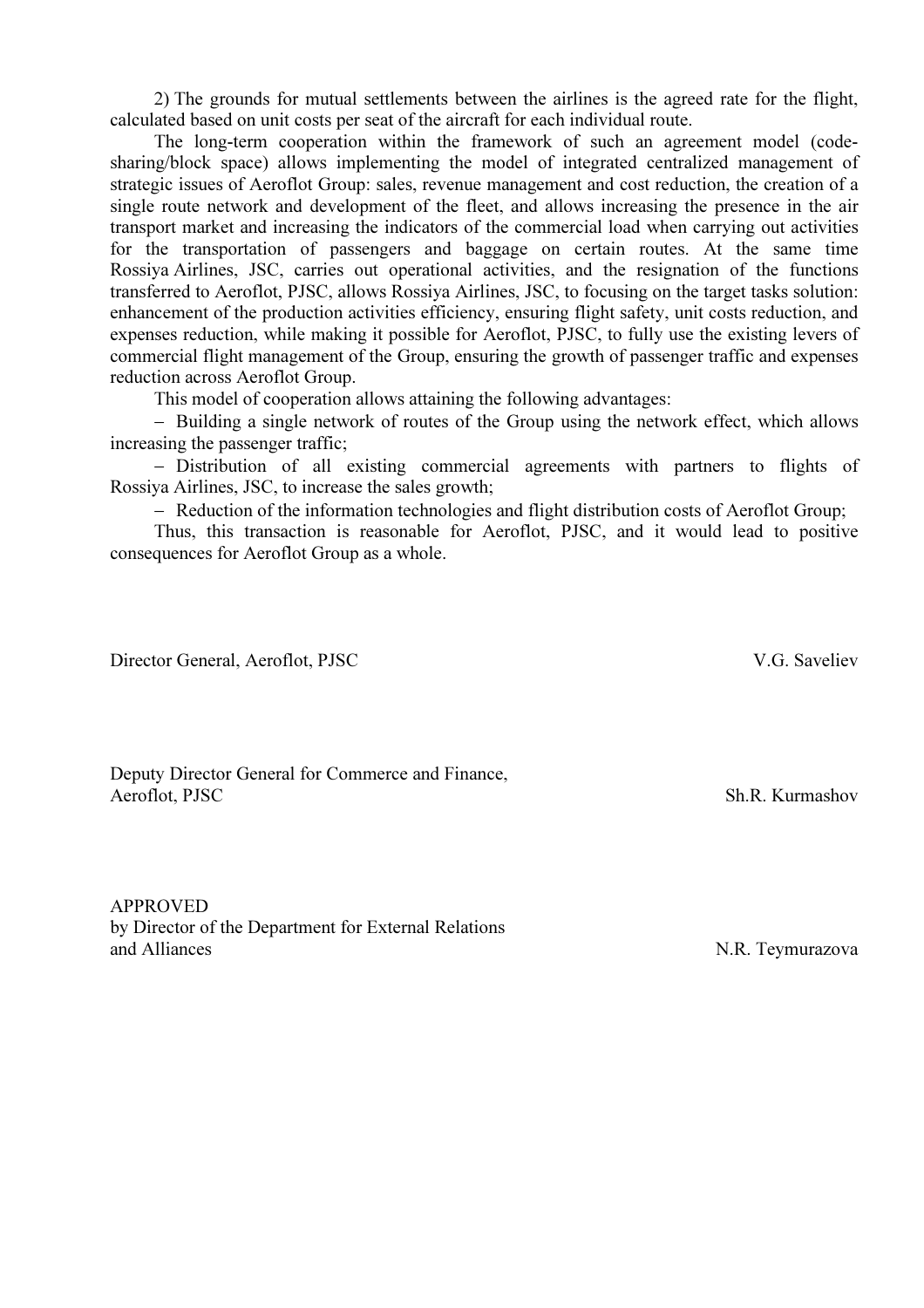2) The grounds for mutual settlements between the airlines is the agreed rate for the flight, calculated based on unit costs per seat of the aircraft for each individual route.

The long-term cooperation within the framework of such an agreement model (code-sharing/block space) allows implementing the model of integrated centralized management of strategic issues of Aeroflot Group: sales, revenue management and cost reduction, the creation of a single route network and development of the fleet, and allows increasing the presence in the air transport market and increasing the indicators of the commercial load when carrying out activities for the transportation of passengers and baggage on certain routes. At the same time Rossiya Airlines, JSC, carries out operational activities, and the resignation of the functions transferred to Aeroflot, PJSC, allows Rossiya Airlines, JSC, to focusing on the target tasks solution: enhancement of the production activities efficiency, ensuring flight safety, unit costs reduction, and expenses reduction, while making it possible for Aeroflot, PJSC, to fully use the existing levers of commercial flight management of the Group, ensuring the growth of passenger traffic and expenses reduction across Aeroflot Group.

This model of cooperation allows attaining the following advantages:

– Building a single network of routes of the Group using the network effect, which allows increasing the passenger traffic;

– Distribution of all existing commercial agreements with partners to flights of Rossiya Airlines, JSC, to increase the sales growth;

– Reduction of the information technologies and flight distribution costs of Aeroflot Group;

Thus, this transaction is reasonable for Aeroflot, PJSC, and it would lead to positive consequences for Aeroflot Group as a whole.

Director General, Aeroflot, PJSC — V.G. Saveliev

Deputy Director General for Commerce and Finance, Aeroflot, PJSC — Sh.R. Kurmashov

APPROVED
by Director of the Department for External Relations and Alliances — N.R. Teymurazova